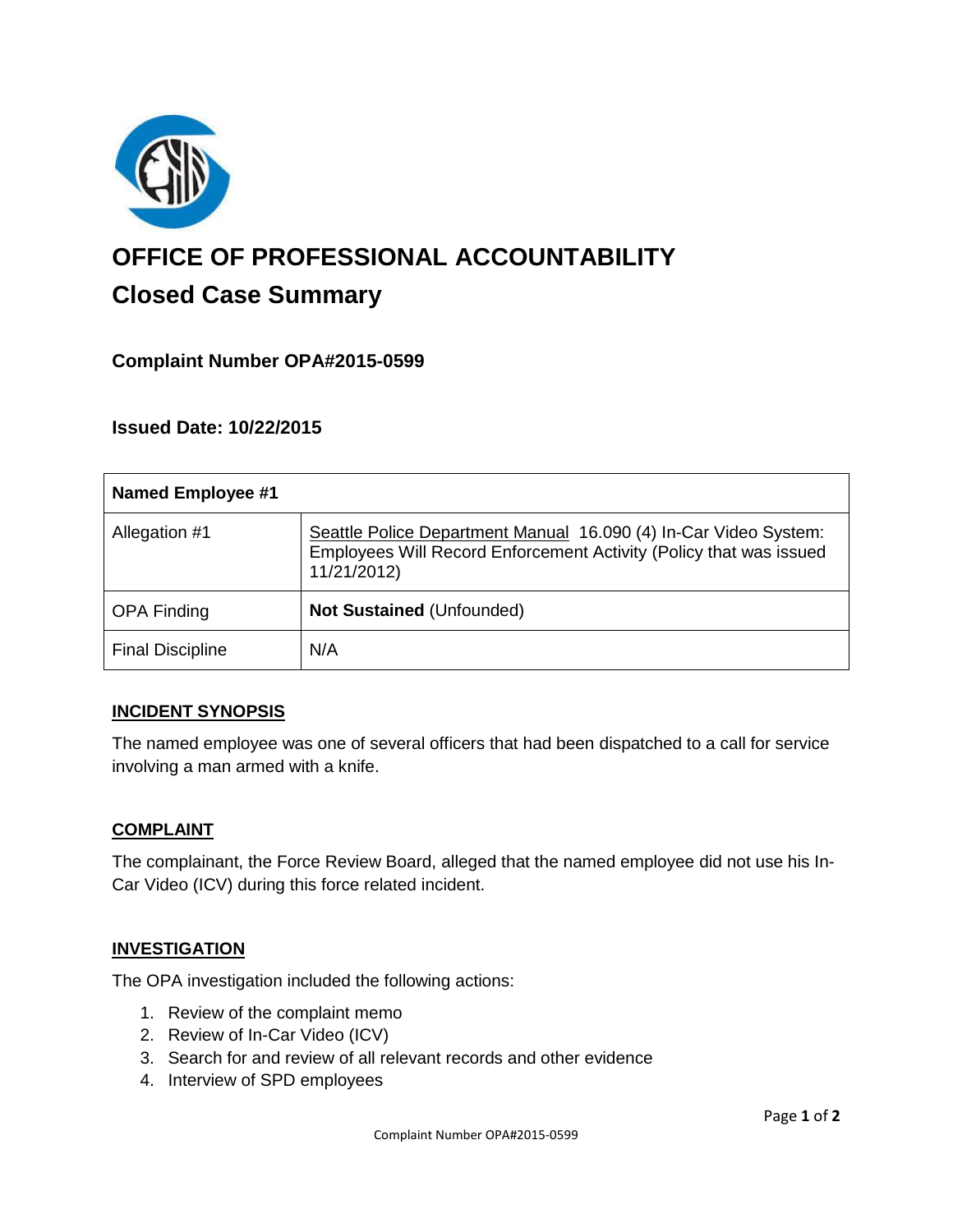# OFFICE OF PROFESSIONAL ACCOUNTABILITY

## Closed Case Summary

### Complaint Number OPA#2015-0599

### Issued Date: 10/22/2015

| Named Employee #1 | |
|---|---|
| Allegation #1 | Seattle Police Department Manual 16.090 (4) In-Car Video System: Employees Will Record Enforcement Activity (Policy that was issued 11/21/2012) |
| OPA Finding | **Not Sustained** (Unfounded) |
| Final Discipline | N/A |

**INCIDENT SYNOPSIS**

The named employee was one of several officers that had been dispatched to a call for service involving a man armed with a knife.

**COMPLAINT**

The complainant, the Force Review Board, alleged that the named employee did not use his In-Car Video (ICV) during this force related incident.

**INVESTIGATION**

The OPA investigation included the following actions:

1. Review of the complaint memo
2. Review of In-Car Video (ICV)
3. Search for and review of all relevant records and other evidence
4. Interview of SPD employees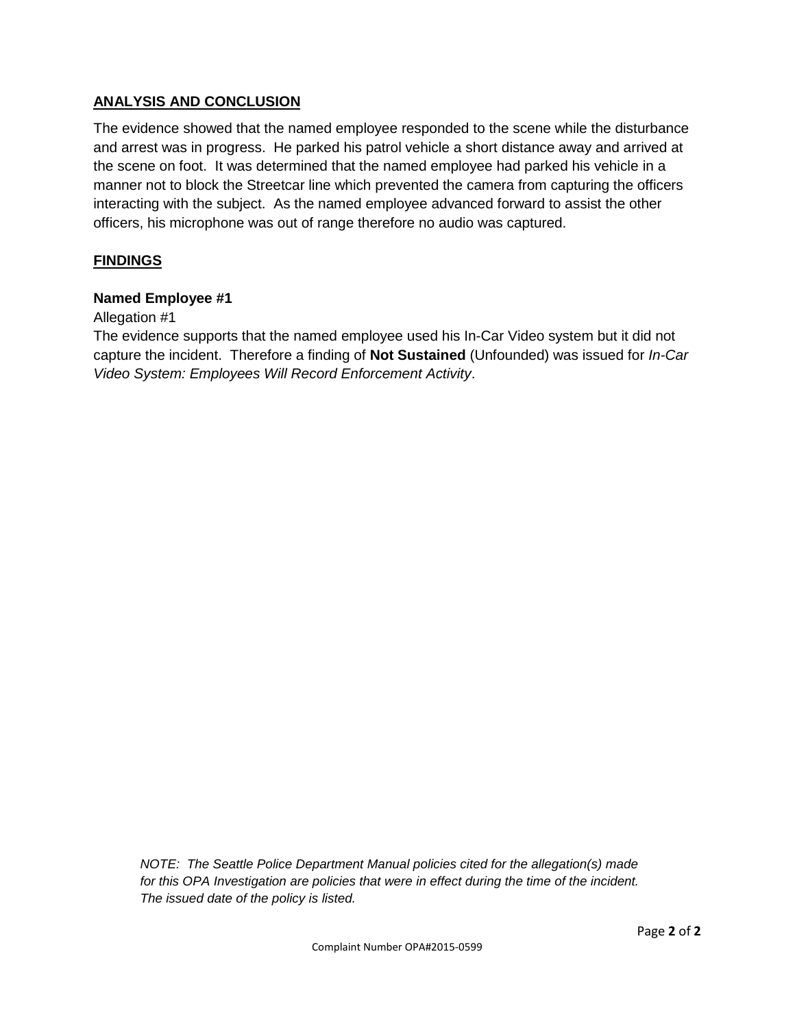## ANALYSIS AND CONCLUSION

The evidence showed that the named employee responded to the scene while the disturbance and arrest was in progress. He parked his patrol vehicle a short distance away and arrived at the scene on foot. It was determined that the named employee had parked his vehicle in a manner not to block the Streetcar line which prevented the camera from capturing the officers interacting with the subject. As the named employee advanced forward to assist the other officers, his microphone was out of range therefore no audio was captured.

## FINDINGS

**Named Employee #1**

Allegation #1

The evidence supports that the named employee used his In-Car Video system but it did not capture the incident. Therefore a finding of **Not Sustained** (Unfounded) was issued for *In-Car Video System: Employees Will Record Enforcement Activity*.

*NOTE: The Seattle Police Department Manual policies cited for the allegation(s) made for this OPA Investigation are policies that were in effect during the time of the incident. The issued date of the policy is listed.*

Complaint Number OPA#2015-0599